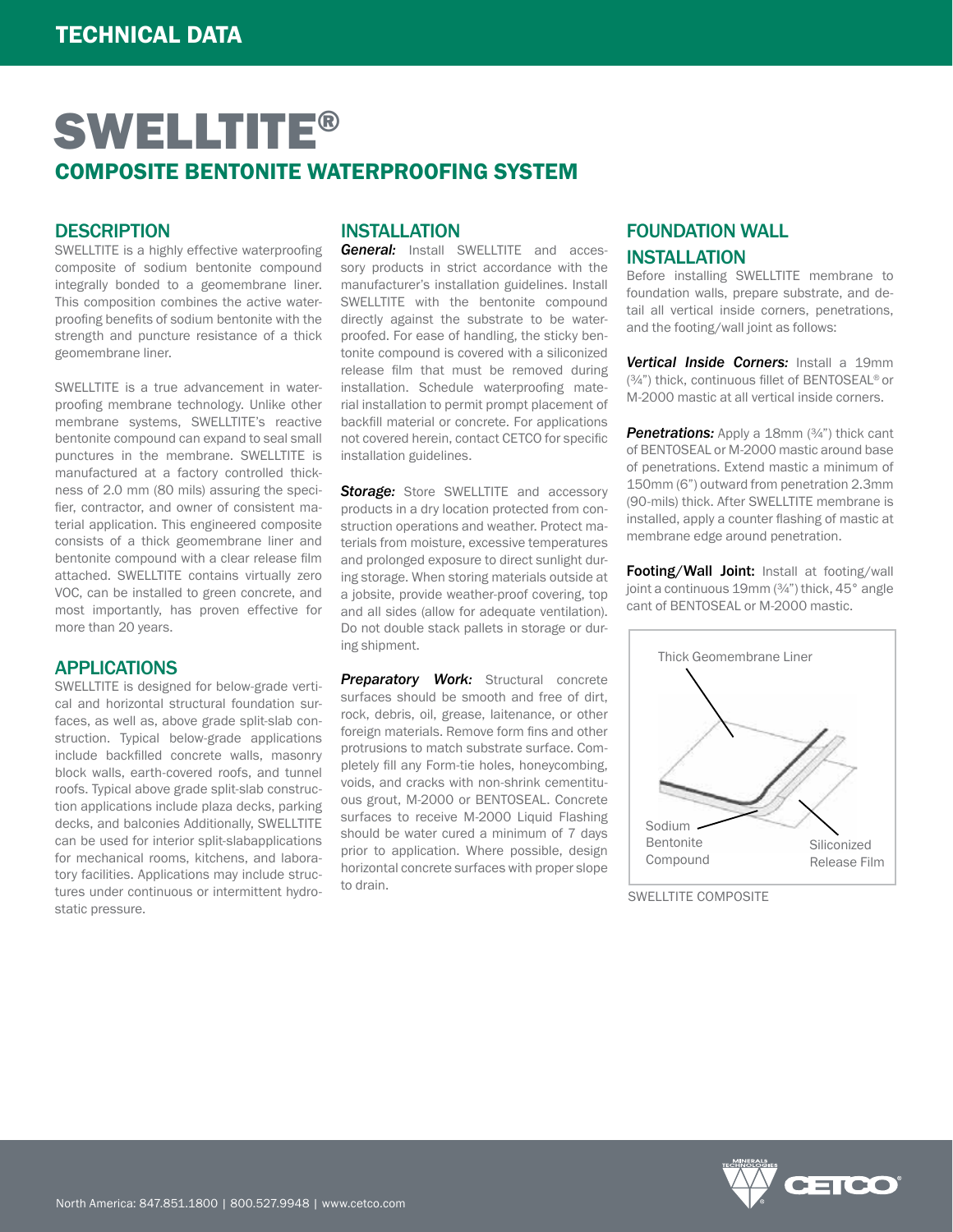TECHNICAL DATA

# SWELLTITE®

## COMPOSITE BENTONITE WATERPROOFING SYSTEM

### DESCRIPTION

SWELLTITE is a highly effective waterproofing composite of sodium bentonite compound integrally bonded to a geomembrane liner. This composition combines the active waterproofing benefits of sodium bentonite with the strength and puncture resistance of a thick geomembrane liner.

SWELLTITE is a true advancement in waterproofing membrane technology. Unlike other membrane systems, SWELLTITE's reactive bentonite compound can expand to seal small punctures in the membrane. SWELLTITE is manufactured at a factory controlled thickness of 2.0 mm (80 mils) assuring the specifier, contractor, and owner of consistent material application. This engineered composite consists of a thick geomembrane liner and bentonite compound with a clear release film attached. SWELLTITE contains virtually zero VOC, can be installed to green concrete, and most importantly, has proven effective for more than 20 years.

### APPLICATIONS

SWELLTITE is designed for below-grade vertical and horizontal structural foundation surfaces, as well as, above grade split-slab construction. Typical below-grade applications include backfilled concrete walls, masonry block walls, earth-covered roofs, and tunnel roofs. Typical above grade split-slab construction applications include plaza decks, parking decks, and balconies Additionally, SWELLTITE can be used for interior split-slabapplications for mechanical rooms, kitchens, and laboratory facilities. Applications may include structures under continuous or intermittent hydrostatic pressure.

### INSTALLATION

***General:*** Install SWELLTITE and accessory products in strict accordance with the manufacturer's installation guidelines. Install SWELLTITE with the bentonite compound directly against the substrate to be waterproofed. For ease of handling, the sticky bentonite compound is covered with a siliconized release film that must be removed during installation. Schedule waterproofing material installation to permit prompt placement of backfill material or concrete. For applications not covered herein, contact CETCO for specific installation guidelines.

***Storage:*** Store SWELLTITE and accessory products in a dry location protected from construction operations and weather. Protect materials from moisture, excessive temperatures and prolonged exposure to direct sunlight during storage. When storing materials outside at a jobsite, provide weather-proof covering, top and all sides (allow for adequate ventilation). Do not double stack pallets in storage or during shipment.

***Preparatory Work:*** Structural concrete surfaces should be smooth and free of dirt, rock, debris, oil, grease, laitenance, or other foreign materials. Remove form fins and other protrusions to match substrate surface. Completely fill any Form-tie holes, honeycombing, voids, and cracks with non-shrink cementitious grout, M-2000 or BENTOSEAL. Concrete surfaces to receive M-2000 Liquid Flashing should be water cured a minimum of 7 days prior to application. Where possible, design horizontal concrete surfaces with proper slope to drain.

### FOUNDATION WALL INSTALLATION

Before installing SWELLTITE membrane to foundation walls, prepare substrate, and detail all vertical inside corners, penetrations, and the footing/wall joint as follows:

***Vertical Inside Corners:*** Install a 19mm (¾") thick, continuous fillet of BENTOSEAL® or M-2000 mastic at all vertical inside corners.

***Penetrations:*** Apply a 18mm (¾") thick cant of BENTOSEAL or M-2000 mastic around base of penetrations. Extend mastic a minimum of 150mm (6") outward from penetration 2.3mm (90-mils) thick. After SWELLTITE membrane is installed, apply a counter flashing of mastic at membrane edge around penetration.

**Footing/Wall Joint:** Install at footing/wall joint a continuous 19mm (¾") thick, 45° angle cant of BENTOSEAL or M-2000 mastic.

Thick Geomembrane Liner

Sodium Bentonite Compound

Siliconized Release Film

SWELLTITE COMPOSITE

North America: 847.851.1800 | 800.527.9948 | www.cetco.com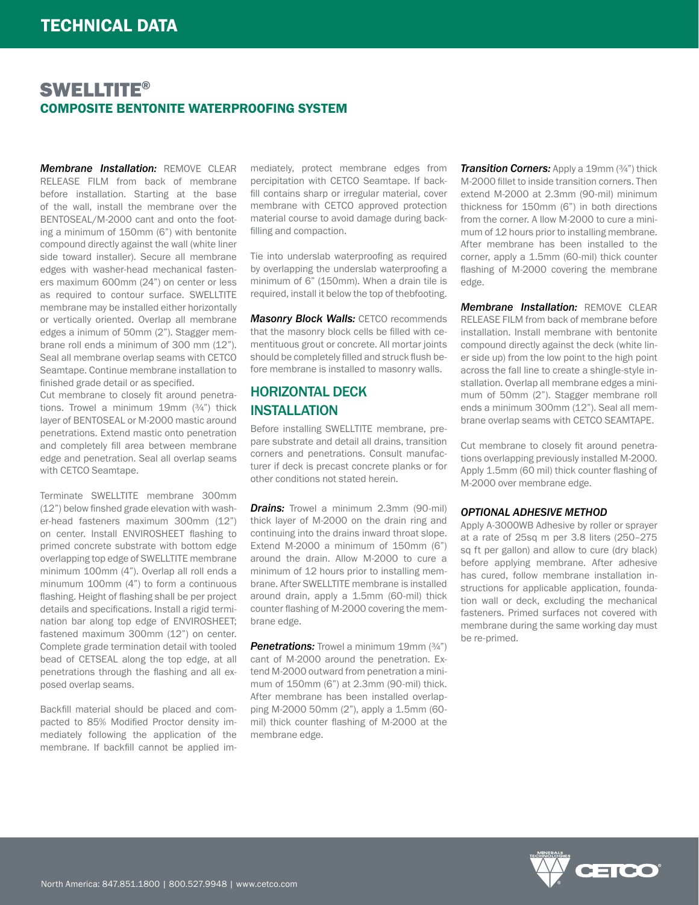# SWELLTITE®

## COMPOSITE BENTONITE WATERPROOFING SYSTEM

***Membrane Installation:*** REMOVE CLEAR RELEASE FILM from back of membrane before installation. Starting at the base of the wall, install the membrane over the BENTOSEAL/M-2000 cant and onto the footing a minimum of 150mm (6") with bentonite compound directly against the wall (white liner side toward installer). Secure all membrane edges with washer-head mechanical fasteners maximum 600mm (24") on center or less as required to contour surface. SWELLTITE membrane may be installed either horizontally or vertically oriented. Overlap all membrane edges a inimum of 50mm (2"). Stagger membrane roll ends a minimum of 300 mm (12"). Seal all membrane overlap seams with CETCO Seamtape. Continue membrane installation to finished grade detail or as specified.

Cut membrane to closely fit around penetrations. Trowel a minimum 19mm (¾") thick layer of BENTOSEAL or M-2000 mastic around penetrations. Extend mastic onto penetration and completely fill area between membrane edge and penetration. Seal all overlap seams with CETCO Seamtape.

Terminate SWELLTITE membrane 300mm (12") below finshed grade elevation with washer-head fasteners maximum 300mm (12") on center. Install ENVIROSHEET flashing to primed concrete substrate with bottom edge overlapping top edge of SWELLTITE membrane minimum 100mm (4"). Overlap all roll ends a minumum 100mm (4") to form a continuous flashing. Height of flashing shall be per project details and specifications. Install a rigid termination bar along top edge of ENVIROSHEET; fastened maximum 300mm (12") on center. Complete grade termination detail with tooled bead of CETSEAL along the top edge, at all penetrations through the flashing and all exposed overlap seams.

Backfill material should be placed and compacted to 85% Modified Proctor density immediately following the application of the membrane. If backfill cannot be applied immediately, protect membrane edges from percipitation with CETCO Seamtape. If backfill contains sharp or irregular material, cover membrane with CETCO approved protection material course to avoid damage during backfilling and compaction.

Tie into underslab waterproofing as required by overlapping the underslab waterproofing a minimum of 6" (150mm). When a drain tile is required, install it below the top of thebfooting.

***Masonry Block Walls:*** CETCO recommends that the masonry block cells be filled with cementitious grout or concrete. All mortar joints should be completely filled and struck flush before membrane is installed to masonry walls.

## HORIZONTAL DECK INSTALLATION

Before installing SWELLTITE membrane, prepare substrate and detail all drains, transition corners and penetrations. Consult manufacturer if deck is precast concrete planks or for other conditions not stated herein.

***Drains:*** Trowel a minimum 2.3mm (90-mil) thick layer of M-2000 on the drain ring and continuing into the drains inward throat slope. Extend M-2000 a minimum of 150mm (6") around the drain. Allow M-2000 to cure a minimum of 12 hours prior to installing membrane. After SWELLTITE membrane is installed around drain, apply a 1.5mm (60-mil) thick counter flashing of M-2000 covering the membrane edge.

***Penetrations:*** Trowel a minimum 19mm (¾") cant of M-2000 around the penetration. Extend M-2000 outward from penetration a minimum of 150mm (6") at 2.3mm (90-mil) thick. After membrane has been installed overlapping M-2000 50mm (2"), apply a 1.5mm (60-mil) thick counter flashing of M-2000 at the membrane edge.

***Transition Corners:*** Apply a 19mm (¾") thick M-2000 fillet to inside transition corners. Then extend M-2000 at 2.3mm (90-mil) minimum thickness for 150mm (6") in both directions from the corner. A llow M-2000 to cure a minimum of 12 hours prior to installing membrane. After membrane has been installed to the corner, apply a 1.5mm (60-mil) thick counter flashing of M-2000 covering the membrane edge.

***Membrane Installation:*** REMOVE CLEAR RELEASE FILM from back of membrane before installation. Install membrane with bentonite compound directly against the deck (white liner side up) from the low point to the high point across the fall line to create a shingle-style installation. Overlap all membrane edges a minimum of 50mm (2"). Stagger membrane roll ends a minimum 300mm (12"). Seal all membrane overlap seams with CETCO SEAMTAPE.

Cut membrane to closely fit around penetrations overlapping previously installed M-2000. Apply 1.5mm (60 mil) thick counter flashing of M-2000 over membrane edge.

### *OPTIONAL ADHESIVE METHOD*

Apply A-3000WB Adhesive by roller or sprayer at a rate of 25sq m per 3.8 liters (250–275 sq ft per gallon) and allow to cure (dry black) before applying membrane. After adhesive has cured, follow membrane installation instructions for applicable application, foundation wall or deck, excluding the mechanical fasteners. Primed surfaces not covered with membrane during the same working day must be re-primed.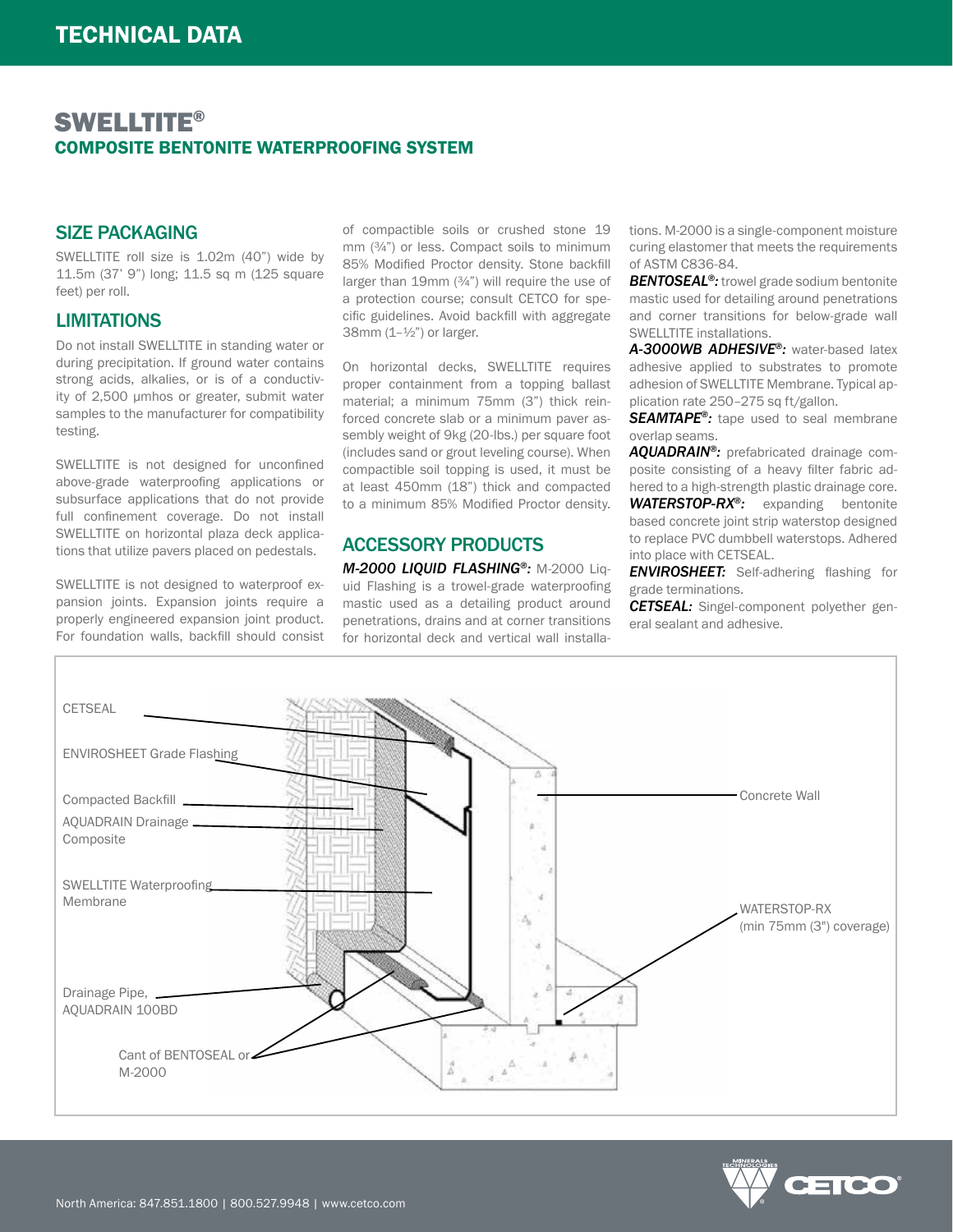# TECHNICAL DATA

## SWELLTITE®

### COMPOSITE BENTONITE WATERPROOFING SYSTEM

## SIZE PACKAGING

SWELLTITE roll size is 1.02m (40") wide by 11.5m (37' 9") long; 11.5 sq m (125 square feet) per roll.

## LIMITATIONS

Do not install SWELLTITE in standing water or during precipitation. If ground water contains strong acids, alkalies, or is of a conductivity of 2,500 µmhos or greater, submit water samples to the manufacturer for compatibility testing.

SWELLTITE is not designed for unconfined above-grade waterproofing applications or subsurface applications that do not provide full confinement coverage. Do not install SWELLTITE on horizontal plaza deck applications that utilize pavers placed on pedestals.

SWELLTITE is not designed to waterproof expansion joints. Expansion joints require a properly engineered expansion joint product. For foundation walls, backfill should consist of compactible soils or crushed stone 19 mm (¾") or less. Compact soils to minimum 85% Modified Proctor density. Stone backfill larger than 19mm (¾") will require the use of a protection course; consult CETCO for specific guidelines. Avoid backfill with aggregate 38mm (1–½") or larger.

On horizontal decks, SWELLTITE requires proper containment from a topping ballast material; a minimum 75mm (3") thick reinforced concrete slab or a minimum paver assembly weight of 9kg (20-lbs.) per square foot (includes sand or grout leveling course). When compactible soil topping is used, it must be at least 450mm (18") thick and compacted to a minimum 85% Modified Proctor density.

## ACCESSORY PRODUCTS

***M-2000 LIQUID FLASHING®:*** M-2000 Liquid Flashing is a trowel-grade waterproofing mastic used as a detailing product around penetrations, drains and at corner transitions for horizontal deck and vertical wall installations. M-2000 is a single-component moisture curing elastomer that meets the requirements of ASTM C836-84.

***BENTOSEAL®:*** trowel grade sodium bentonite mastic used for detailing around penetrations and corner transitions for below-grade wall SWELLTITE installations.

***A-3000WB ADHESIVE®:*** water-based latex adhesive applied to substrates to promote adhesion of SWELLTITE Membrane. Typical application rate 250–275 sq ft/gallon.

***SEAMTAPE®:*** tape used to seal membrane overlap seams.

***AQUADRAIN®:*** prefabricated drainage composite consisting of a heavy filter fabric adhered to a high-strength plastic drainage core.

***WATERSTOP-RX®:*** expanding bentonite based concrete joint strip waterstop designed to replace PVC dumbbell waterstops. Adhered into place with CETSEAL.

***ENVIROSHEET:*** Self-adhering flashing for grade terminations.

***CETSEAL:*** Singel-component polyether general sealant and adhesive.

CETSEAL
ENVIROSHEET Grade Flashing
Compacted Backfill
AQUADRAIN Drainage Composite
SWELLTITE Waterproofing Membrane
Drainage Pipe, AQUADRAIN 100BD
Cant of BENTOSEAL or M-2000
Concrete Wall
WATERSTOP-RX (min 75mm (3") coverage)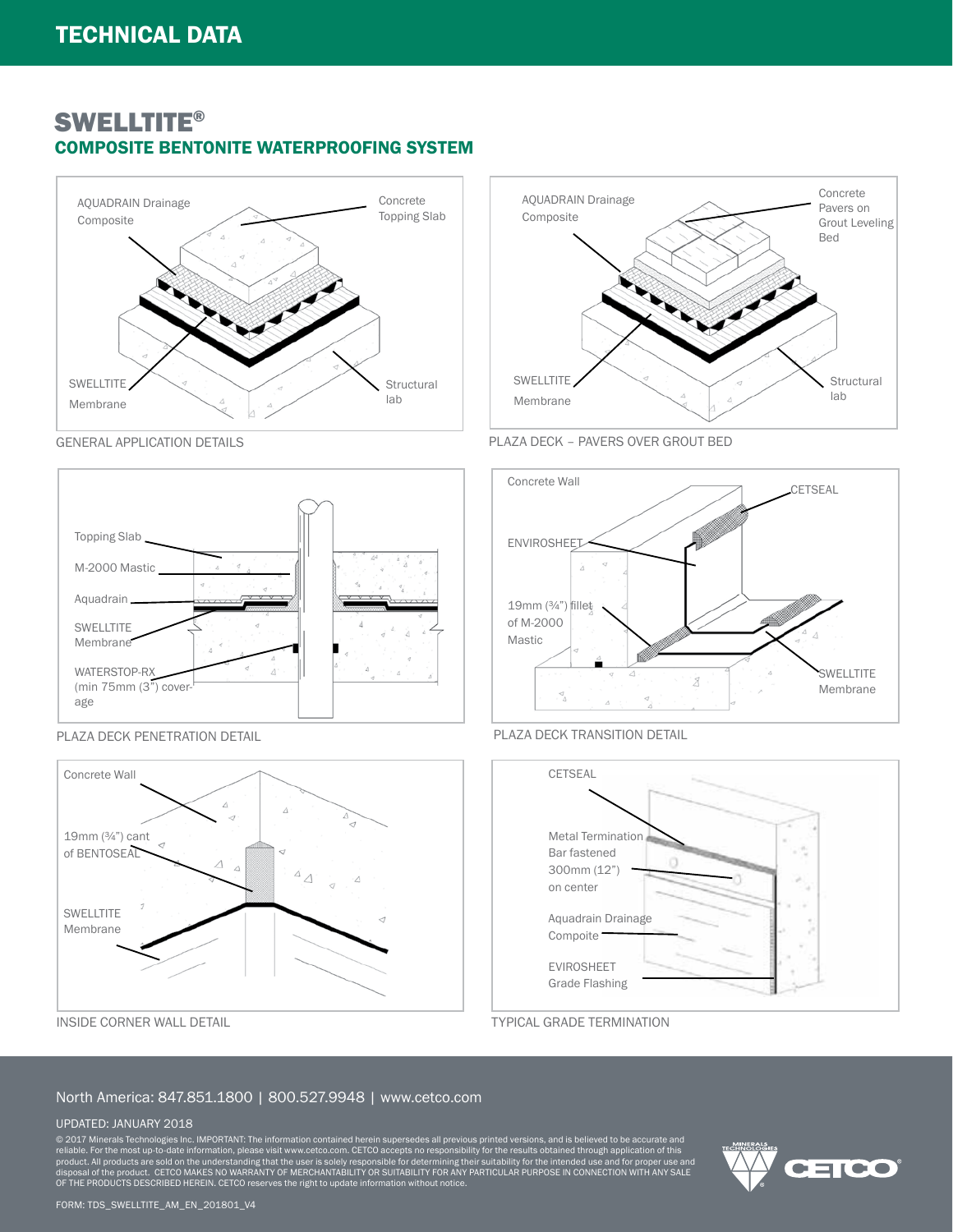# TECHNICAL DATA

## SWELLTITE®

### COMPOSITE BENTONITE WATERPROOFING SYSTEM

AQUADRAIN Drainage Composite

Concrete Topping Slab

SWELLTITE Membrane

Structural lab

GENERAL APPLICATION DETAILS

AQUADRAIN Drainage Composite

Concrete Pavers on Grout Leveling Bed

SWELLTITE Membrane

Structural lab

PLAZA DECK – PAVERS OVER GROUT BED

Topping Slab

M-2000 Mastic

Aquadrain

SWELLTITE Membrane

WATERSTOP-RX (min 75mm (3") coverage

PLAZA DECK PENETRATION DETAIL

Concrete Wall

CETSEAL

ENVIROSHEET

19mm (¾") fillet of M-2000 Mastic

SWELLTITE Membrane

PLAZA DECK TRANSITION DETAIL

Concrete Wall

19mm (¾") cant of BENTOSEAL

SWELLTITE Membrane

INSIDE CORNER WALL DETAIL

CETSEAL

Metal Termination Bar fastened 300mm (12") on center

Aquadrain Drainage Compoite

EVIROSHEET Grade Flashing

TYPICAL GRADE TERMINATION

North America: 847.851.1800 | 800.527.9948 | www.cetco.com

UPDATED: JANUARY 2018

© 2017 Minerals Technologies Inc. IMPORTANT: The information contained herein supersedes all previous printed versions, and is believed to be accurate and reliable. For the most up-to-date information, please visit www.cetco.com. CETCO accepts no responsibility for the results obtained through application of this product. All products are sold on the understanding that the user is solely responsible for determining their suitability for the intended use and for proper use and disposal of the product. CETCO MAKES NO WARRANTY OF MERCHANTABILITY OR SUITABILITY FOR ANY PARTICULAR PURPOSE IN CONNECTION WITH ANY SALE OF THE PRODUCTS DESCRIBED HEREIN. CETCO reserves the right to update information without notice.

MINERALS TECHNOLOGIES CETCO®

FORM: TDS_SWELLTITE_AM_EN_201801_V4